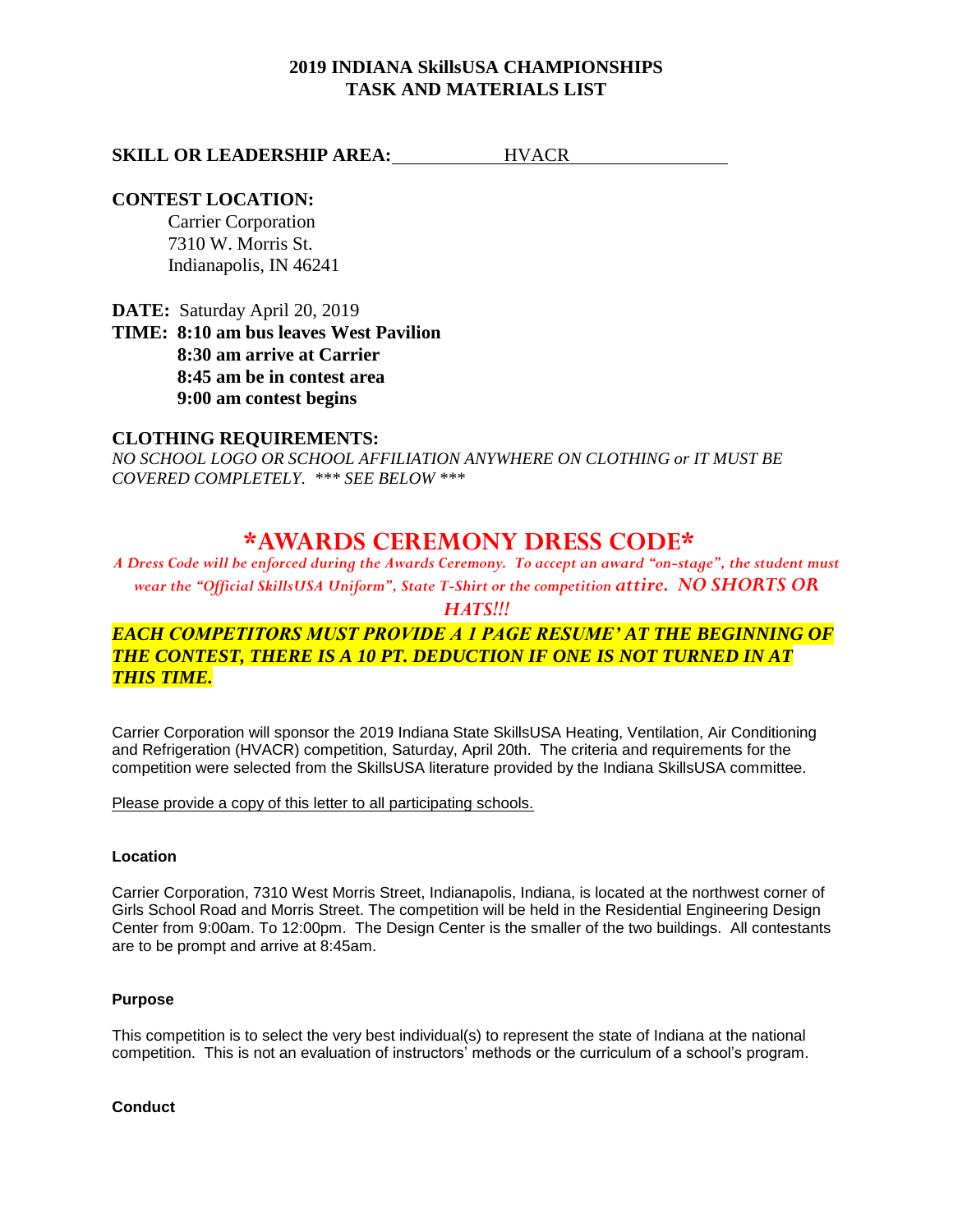**2019 INDIANA SkillsUSA CHAMPIONSHIPS**
**TASK AND MATERIALS LIST**

**SKILL OR LEADERSHIP AREA:** HVACR

**CONTEST LOCATION:**
Carrier Corporation
7310 W. Morris St.
Indianapolis, IN 46241

**DATE:** Saturday April 20, 2019
**TIME: 8:10 am bus leaves West Pavilion**
**8:30 am arrive at Carrier**
**8:45 am be in contest area**
**9:00 am contest begins**

**CLOTHING REQUIREMENTS:**
*NO SCHOOL LOGO OR SCHOOL AFFILIATION ANYWHERE ON CLOTHING or IT MUST BE COVERED COMPLETELY. *** SEE BELOW ****

## *AWARDS CEREMONY DRESS CODE*

*A Dress Code will be enforced during the Awards Ceremony. To accept an award "on-stage", the student must wear the "Official SkillsUSA Uniform", State T-Shirt or the competition attire. NO SHORTS OR HATS!!!*

***EACH COMPETITORS MUST PROVIDE A 1 PAGE RESUME' AT THE BEGINNING OF THE CONTEST, THERE IS A 10 PT. DEDUCTION IF ONE IS NOT TURNED IN AT THIS TIME.***

Carrier Corporation will sponsor the 2019 Indiana State SkillsUSA Heating, Ventilation, Air Conditioning and Refrigeration (HVACR) competition, Saturday, April 20th. The criteria and requirements for the competition were selected from the SkillsUSA literature provided by the Indiana SkillsUSA committee.

Please provide a copy of this letter to all participating schools.

**Location**

Carrier Corporation, 7310 West Morris Street, Indianapolis, Indiana, is located at the northwest corner of Girls School Road and Morris Street. The competition will be held in the Residential Engineering Design Center from 9:00am. To 12:00pm. The Design Center is the smaller of the two buildings. All contestants are to be prompt and arrive at 8:45am.

**Purpose**

This competition is to select the very best individual(s) to represent the state of Indiana at the national competition. This is not an evaluation of instructors' methods or the curriculum of a school's program.

**Conduct**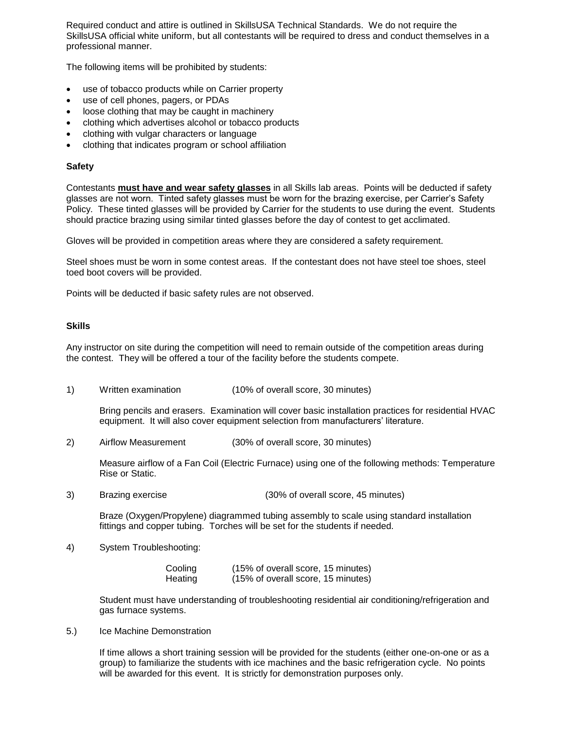Required conduct and attire is outlined in SkillsUSA Technical Standards. We do not require the SkillsUSA official white uniform, but all contestants will be required to dress and conduct themselves in a professional manner.

The following items will be prohibited by students:

- use of tobacco products while on Carrier property
- use of cell phones, pagers, or PDAs
- loose clothing that may be caught in machinery
- clothing which advertises alcohol or tobacco products
- clothing with vulgar characters or language
- clothing that indicates program or school affiliation

**Safety**

Contestants **must have and wear safety glasses** in all Skills lab areas. Points will be deducted if safety glasses are not worn. Tinted safety glasses must be worn for the brazing exercise, per Carrier's Safety Policy. These tinted glasses will be provided by Carrier for the students to use during the event. Students should practice brazing using similar tinted glasses before the day of contest to get acclimated.

Gloves will be provided in competition areas where they are considered a safety requirement.

Steel shoes must be worn in some contest areas. If the contestant does not have steel toe shoes, steel toed boot covers will be provided.

Points will be deducted if basic safety rules are not observed.

**Skills**

Any instructor on site during the competition will need to remain outside of the competition areas during the contest. They will be offered a tour of the facility before the students compete.

1) Written examination (10% of overall score, 30 minutes)

   Bring pencils and erasers. Examination will cover basic installation practices for residential HVAC equipment. It will also cover equipment selection from manufacturers' literature.

2) Airflow Measurement (30% of overall score, 30 minutes)

   Measure airflow of a Fan Coil (Electric Furnace) using one of the following methods: Temperature Rise or Static.

3) Brazing exercise (30% of overall score, 45 minutes)

   Braze (Oxygen/Propylene) diagrammed tubing assembly to scale using standard installation fittings and copper tubing. Torches will be set for the students if needed.

4) System Troubleshooting:

   Cooling (15% of overall score, 15 minutes)
   Heating (15% of overall score, 15 minutes)

   Student must have understanding of troubleshooting residential air conditioning/refrigeration and gas furnace systems.

5.) Ice Machine Demonstration

   If time allows a short training session will be provided for the students (either one-on-one or as a group) to familiarize the students with ice machines and the basic refrigeration cycle. No points will be awarded for this event. It is strictly for demonstration purposes only.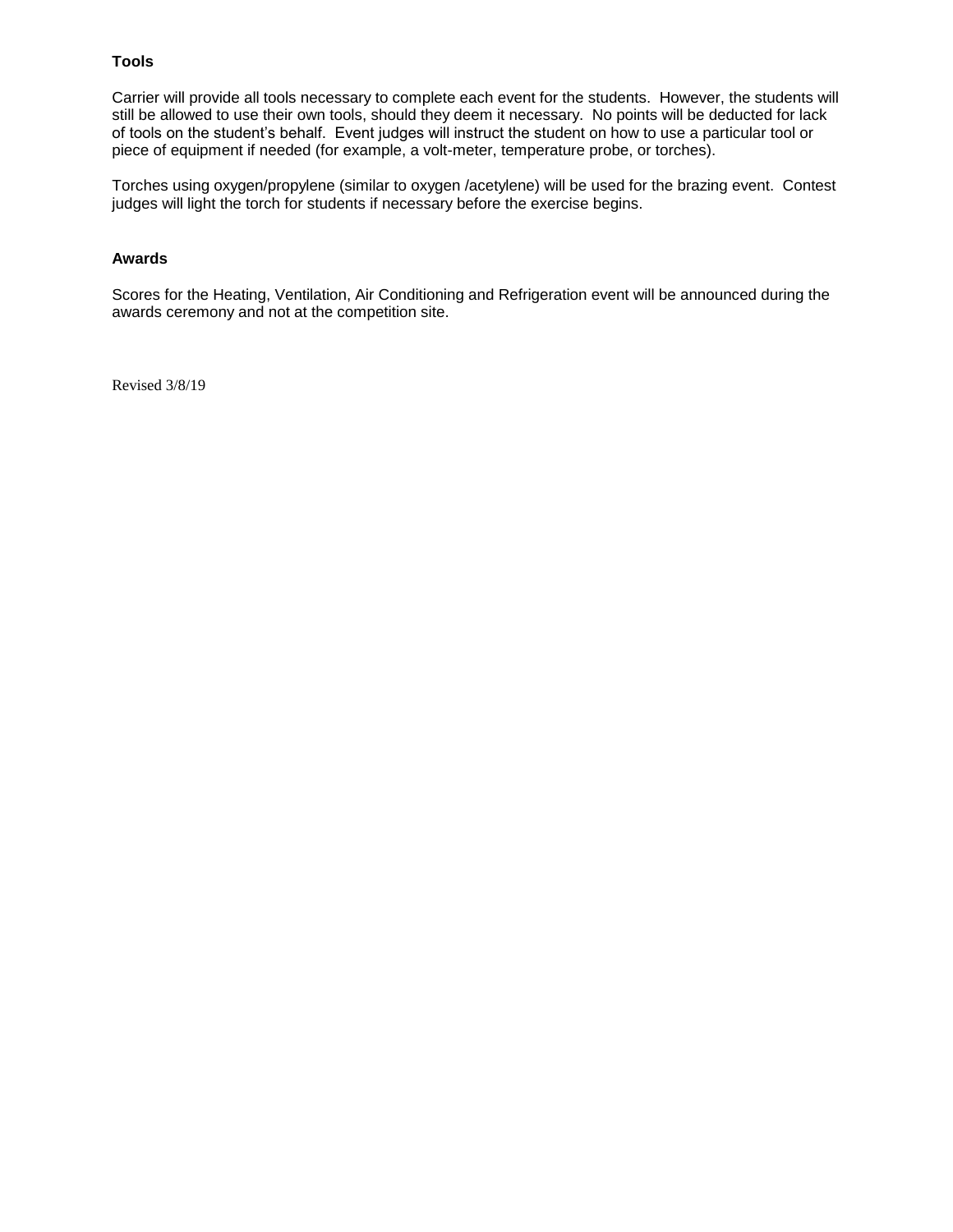**Tools**

Carrier will provide all tools necessary to complete each event for the students. However, the students will still be allowed to use their own tools, should they deem it necessary. No points will be deducted for lack of tools on the student's behalf. Event judges will instruct the student on how to use a particular tool or piece of equipment if needed (for example, a volt-meter, temperature probe, or torches).

Torches using oxygen/propylene (similar to oxygen /acetylene) will be used for the brazing event. Contest judges will light the torch for students if necessary before the exercise begins.

**Awards**

Scores for the Heating, Ventilation, Air Conditioning and Refrigeration event will be announced during the awards ceremony and not at the competition site.

Revised 3/8/19